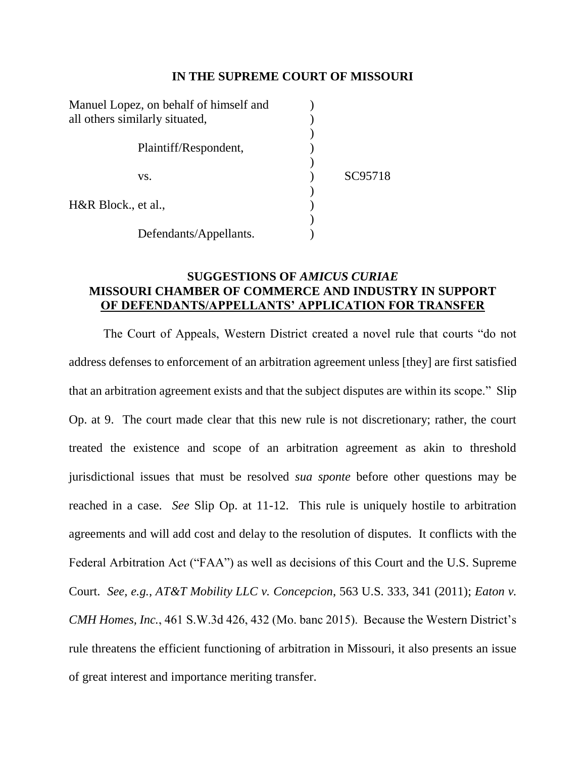**IN THE SUPREME COURT OF MISSOURI**

| | | |
|---|---|---|
| Manuel Lopez, on behalf of himself and all others similarly situated, | ) | |
| Plaintiff/Respondent, | ) | |
| vs. | ) | SC95718 |
| H&R Block., et al., | ) | |
| Defendants/Appellants. | ) | |

**SUGGESTIONS OF *AMICUS CURIAE* MISSOURI CHAMBER OF COMMERCE AND INDUSTRY IN SUPPORT OF DEFENDANTS/APPELLANTS' APPLICATION FOR TRANSFER**

The Court of Appeals, Western District created a novel rule that courts "do not address defenses to enforcement of an arbitration agreement unless [they] are first satisfied that an arbitration agreement exists and that the subject disputes are within its scope." Slip Op. at 9. The court made clear that this new rule is not discretionary; rather, the court treated the existence and scope of an arbitration agreement as akin to threshold jurisdictional issues that must be resolved *sua sponte* before other questions may be reached in a case. *See* Slip Op. at 11-12. This rule is uniquely hostile to arbitration agreements and will add cost and delay to the resolution of disputes. It conflicts with the Federal Arbitration Act ("FAA") as well as decisions of this Court and the U.S. Supreme Court. *See, e.g.*, *AT&T Mobility LLC v. Concepcion*, 563 U.S. 333, 341 (2011); *Eaton v. CMH Homes, Inc.*, 461 S.W.3d 426, 432 (Mo. banc 2015). Because the Western District's rule threatens the efficient functioning of arbitration in Missouri, it also presents an issue of great interest and importance meriting transfer.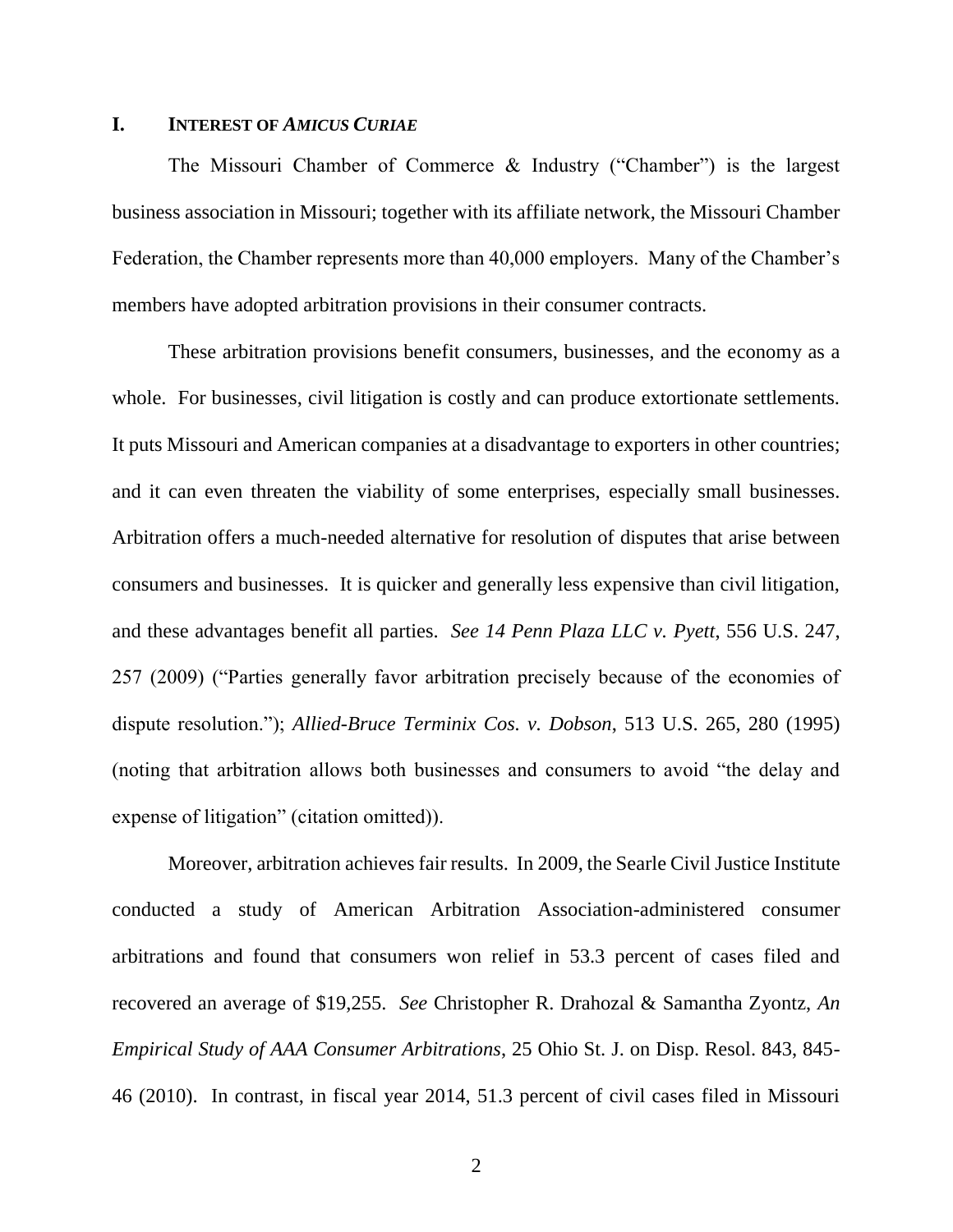## I. INTEREST OF *AMICUS CURIAE*

The Missouri Chamber of Commerce & Industry ("Chamber") is the largest business association in Missouri; together with its affiliate network, the Missouri Chamber Federation, the Chamber represents more than 40,000 employers. Many of the Chamber's members have adopted arbitration provisions in their consumer contracts.

These arbitration provisions benefit consumers, businesses, and the economy as a whole. For businesses, civil litigation is costly and can produce extortionate settlements. It puts Missouri and American companies at a disadvantage to exporters in other countries; and it can even threaten the viability of some enterprises, especially small businesses. Arbitration offers a much-needed alternative for resolution of disputes that arise between consumers and businesses. It is quicker and generally less expensive than civil litigation, and these advantages benefit all parties. *See 14 Penn Plaza LLC v. Pyett*, 556 U.S. 247, 257 (2009) ("Parties generally favor arbitration precisely because of the economies of dispute resolution."); *Allied-Bruce Terminix Cos. v. Dobson*, 513 U.S. 265, 280 (1995) (noting that arbitration allows both businesses and consumers to avoid "the delay and expense of litigation" (citation omitted)).

Moreover, arbitration achieves fair results. In 2009, the Searle Civil Justice Institute conducted a study of American Arbitration Association-administered consumer arbitrations and found that consumers won relief in 53.3 percent of cases filed and recovered an average of $19,255. *See* Christopher R. Drahozal & Samantha Zyontz, *An Empirical Study of AAA Consumer Arbitrations*, 25 Ohio St. J. on Disp. Resol. 843, 845-46 (2010). In contrast, in fiscal year 2014, 51.3 percent of civil cases filed in Missouri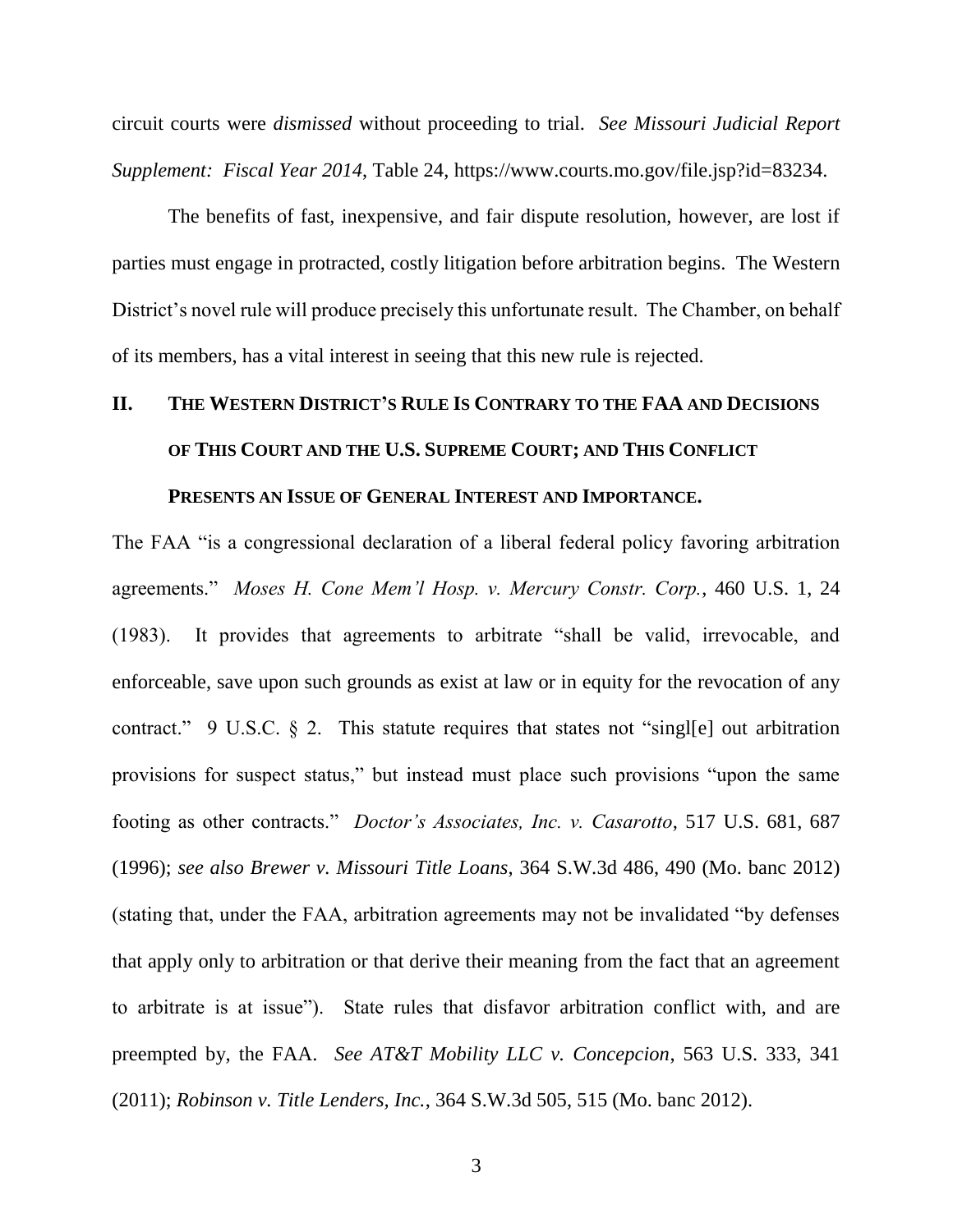circuit courts were *dismissed* without proceeding to trial. *See Missouri Judicial Report Supplement: Fiscal Year 2014*, Table 24, https://www.courts.mo.gov/file.jsp?id=83234.

The benefits of fast, inexpensive, and fair dispute resolution, however, are lost if parties must engage in protracted, costly litigation before arbitration begins. The Western District's novel rule will produce precisely this unfortunate result. The Chamber, on behalf of its members, has a vital interest in seeing that this new rule is rejected.

## II. THE WESTERN DISTRICT'S RULE IS CONTRARY TO THE FAA AND DECISIONS OF THIS COURT AND THE U.S. SUPREME COURT; AND THIS CONFLICT PRESENTS AN ISSUE OF GENERAL INTEREST AND IMPORTANCE.

The FAA "is a congressional declaration of a liberal federal policy favoring arbitration agreements." *Moses H. Cone Mem'l Hosp. v. Mercury Constr. Corp.*, 460 U.S. 1, 24 (1983). It provides that agreements to arbitrate "shall be valid, irrevocable, and enforceable, save upon such grounds as exist at law or in equity for the revocation of any contract." 9 U.S.C. § 2. This statute requires that states not "singl[e] out arbitration provisions for suspect status," but instead must place such provisions "upon the same footing as other contracts." *Doctor's Associates, Inc. v. Casarotto*, 517 U.S. 681, 687 (1996); *see also Brewer v. Missouri Title Loans*, 364 S.W.3d 486, 490 (Mo. banc 2012) (stating that, under the FAA, arbitration agreements may not be invalidated "by defenses that apply only to arbitration or that derive their meaning from the fact that an agreement to arbitrate is at issue"). State rules that disfavor arbitration conflict with, and are preempted by, the FAA. *See AT&T Mobility LLC v. Concepcion*, 563 U.S. 333, 341 (2011); *Robinson v. Title Lenders, Inc.*, 364 S.W.3d 505, 515 (Mo. banc 2012).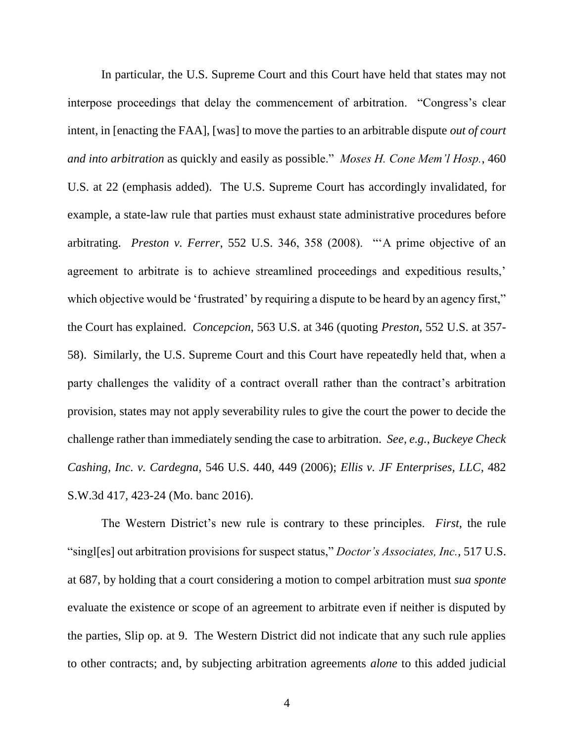In particular, the U.S. Supreme Court and this Court have held that states may not interpose proceedings that delay the commencement of arbitration. "Congress's clear intent, in [enacting the FAA], [was] to move the parties to an arbitrable dispute *out of court and into arbitration* as quickly and easily as possible." *Moses H. Cone Mem'l Hosp.*, 460 U.S. at 22 (emphasis added). The U.S. Supreme Court has accordingly invalidated, for example, a state-law rule that parties must exhaust state administrative procedures before arbitrating. *Preston v. Ferrer*, 552 U.S. 346, 358 (2008). "'A prime objective of an agreement to arbitrate is to achieve streamlined proceedings and expeditious results,' which objective would be 'frustrated' by requiring a dispute to be heard by an agency first," the Court has explained. *Concepcion*, 563 U.S. at 346 (quoting *Preston*, 552 U.S. at 357-58). Similarly, the U.S. Supreme Court and this Court have repeatedly held that, when a party challenges the validity of a contract overall rather than the contract's arbitration provision, states may not apply severability rules to give the court the power to decide the challenge rather than immediately sending the case to arbitration. *See, e.g.*, *Buckeye Check Cashing, Inc. v. Cardegna*, 546 U.S. 440, 449 (2006); *Ellis v. JF Enterprises, LLC*, 482 S.W.3d 417, 423-24 (Mo. banc 2016).

The Western District's new rule is contrary to these principles. *First*, the rule "singl[es] out arbitration provisions for suspect status," *Doctor's Associates, Inc.*, 517 U.S. at 687, by holding that a court considering a motion to compel arbitration must *sua sponte* evaluate the existence or scope of an agreement to arbitrate even if neither is disputed by the parties, Slip op. at 9. The Western District did not indicate that any such rule applies to other contracts; and, by subjecting arbitration agreements *alone* to this added judicial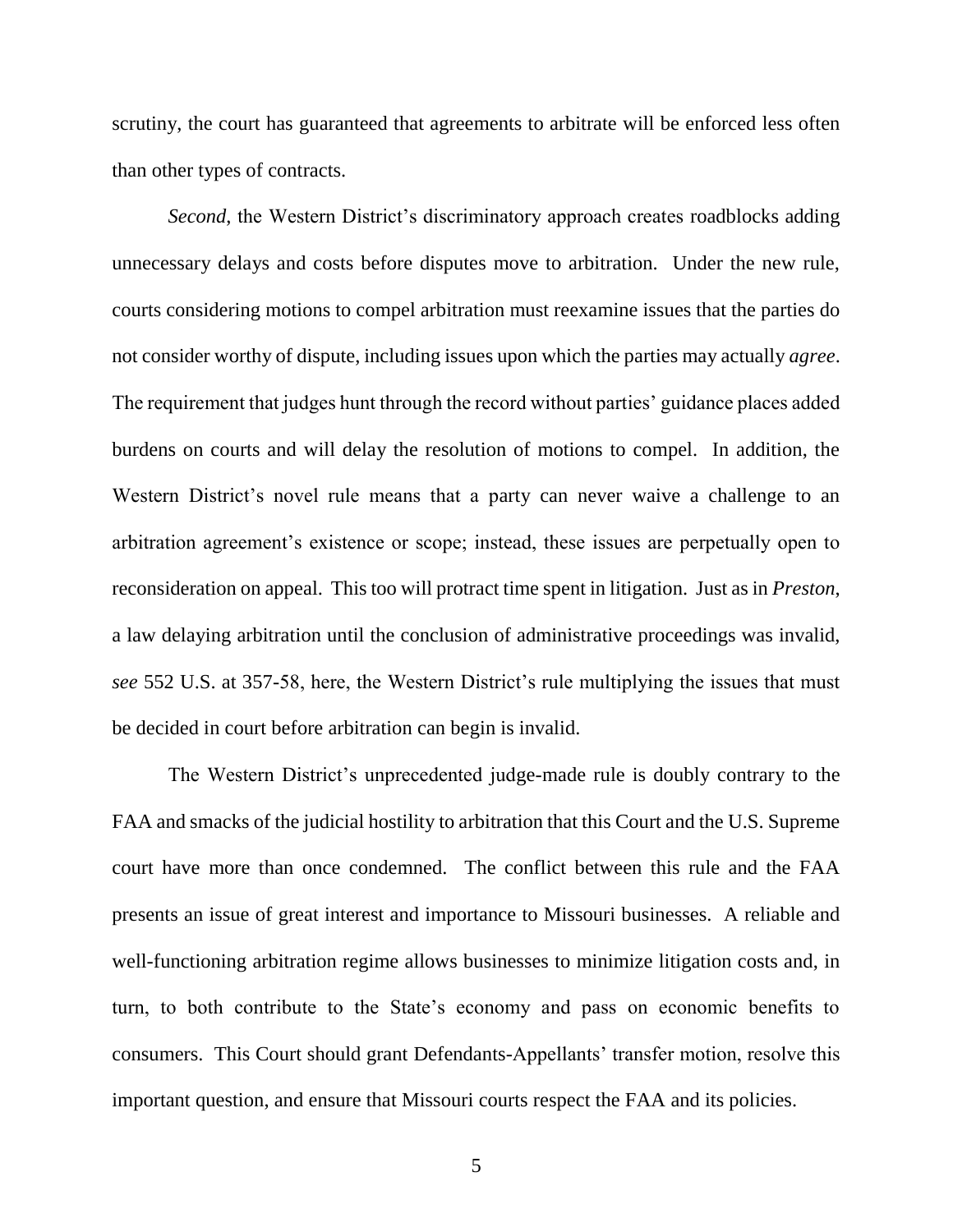scrutiny, the court has guaranteed that agreements to arbitrate will be enforced less often than other types of contracts.

*Second*, the Western District's discriminatory approach creates roadblocks adding unnecessary delays and costs before disputes move to arbitration. Under the new rule, courts considering motions to compel arbitration must reexamine issues that the parties do not consider worthy of dispute, including issues upon which the parties may actually *agree*. The requirement that judges hunt through the record without parties' guidance places added burdens on courts and will delay the resolution of motions to compel. In addition, the Western District's novel rule means that a party can never waive a challenge to an arbitration agreement's existence or scope; instead, these issues are perpetually open to reconsideration on appeal. This too will protract time spent in litigation. Just as in *Preston*, a law delaying arbitration until the conclusion of administrative proceedings was invalid, *see* 552 U.S. at 357-58, here, the Western District's rule multiplying the issues that must be decided in court before arbitration can begin is invalid.

The Western District's unprecedented judge-made rule is doubly contrary to the FAA and smacks of the judicial hostility to arbitration that this Court and the U.S. Supreme court have more than once condemned. The conflict between this rule and the FAA presents an issue of great interest and importance to Missouri businesses. A reliable and well-functioning arbitration regime allows businesses to minimize litigation costs and, in turn, to both contribute to the State's economy and pass on economic benefits to consumers. This Court should grant Defendants-Appellants' transfer motion, resolve this important question, and ensure that Missouri courts respect the FAA and its policies.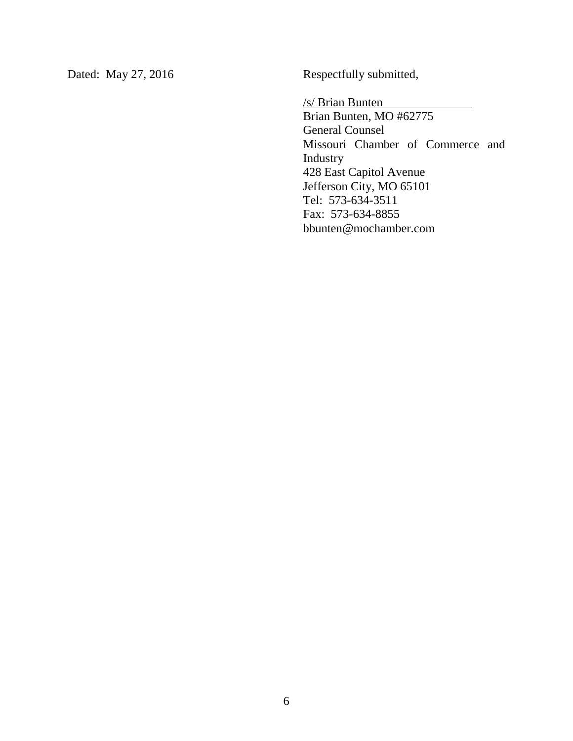Dated: May 27, 2016

Respectfully submitted,

/s/ Brian Bunten
Brian Bunten, MO #62775
General Counsel
Missouri Chamber of Commerce and Industry
428 East Capitol Avenue
Jefferson City, MO 65101
Tel: 573-634-3511
Fax: 573-634-8855
bbunten@mochamber.com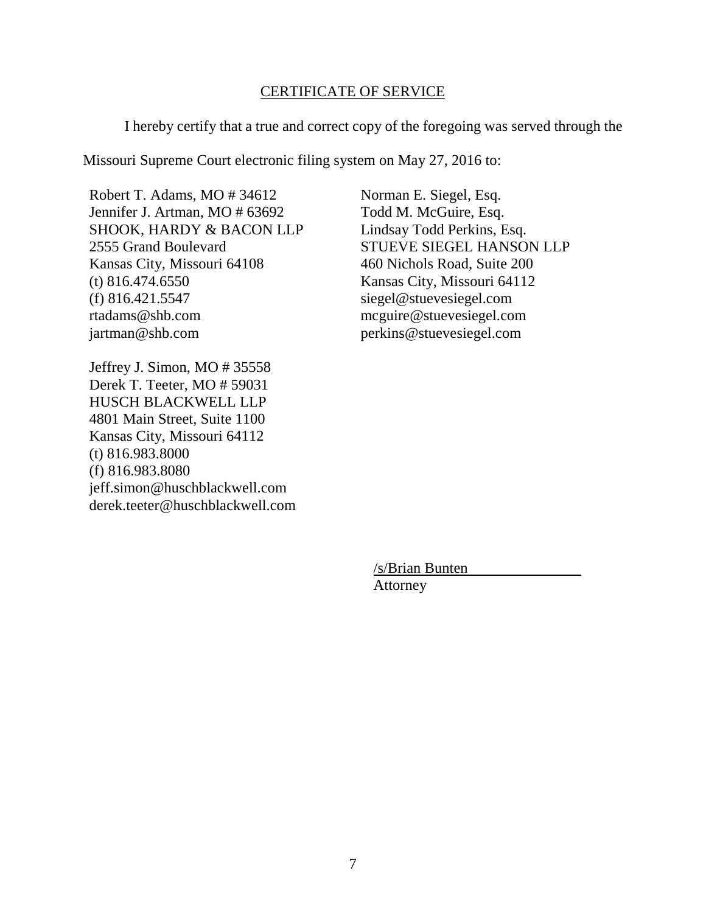## CERTIFICATE OF SERVICE

I hereby certify that a true and correct copy of the foregoing was served through the Missouri Supreme Court electronic filing system on May 27, 2016 to:

Robert T. Adams, MO # 34612
Jennifer J. Artman, MO # 63692
SHOOK, HARDY & BACON LLP
2555 Grand Boulevard
Kansas City, Missouri 64108
(t) 816.474.6550
(f) 816.421.5547
rtadams@shb.com
jartman@shb.com

Jeffrey J. Simon, MO # 35558
Derek T. Teeter, MO # 59031
HUSCH BLACKWELL LLP
4801 Main Street, Suite 1100
Kansas City, Missouri 64112
(t) 816.983.8000
(f) 816.983.8080
jeff.simon@huschblackwell.com
derek.teeter@huschblackwell.com

Norman E. Siegel, Esq.
Todd M. McGuire, Esq.
Lindsay Todd Perkins, Esq.
STUEVE SIEGEL HANSON LLP
460 Nichols Road, Suite 200
Kansas City, Missouri 64112
siegel@stuevesiegel.com
mcguire@stuevesiegel.com
perkins@stuevesiegel.com

/s/Brian Bunten
Attorney